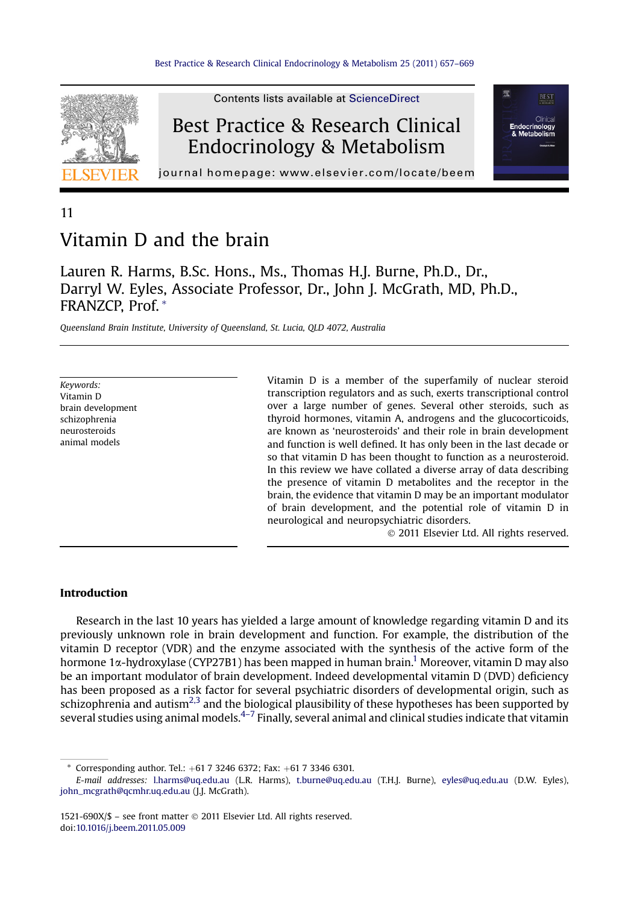11

# Vitamin D and the brain

Lauren R. Harms, B.Sc. Hons., Ms., Thomas H.J. Burne, Ph.D., Dr., Darryl W. Eyles, Associate Professor, Dr., John J. McGrath, MD, Ph.D., FRANZCP, Prof. *

*Queensland Brain Institute, University of Queensland, St. Lucia, QLD 4072, Australia*

*Keywords:*
Vitamin D
brain development
schizophrenia
neurosteroids
animal models

Vitamin D is a member of the superfamily of nuclear steroid transcription regulators and as such, exerts transcriptional control over a large number of genes. Several other steroids, such as thyroid hormones, vitamin A, androgens and the glucocorticoids, are known as 'neurosteroids' and their role in brain development and function is well defined. It has only been in the last decade or so that vitamin D has been thought to function as a neurosteroid. In this review we have collated a diverse array of data describing the presence of vitamin D metabolites and the receptor in the brain, the evidence that vitamin D may be an important modulator of brain development, and the potential role of vitamin D in neurological and neuropsychiatric disorders.

© 2011 Elsevier Ltd. All rights reserved.

## Introduction

Research in the last 10 years has yielded a large amount of knowledge regarding vitamin D and its previously unknown role in brain development and function. For example, the distribution of the vitamin D receptor (VDR) and the enzyme associated with the synthesis of the active form of the hormone 1α-hydroxylase (CYP27B1) has been mapped in human brain.[1] Moreover, vitamin D may also be an important modulator of brain development. Indeed developmental vitamin D (DVD) deficiency has been proposed as a risk factor for several psychiatric disorders of developmental origin, such as schizophrenia and autism[2,3] and the biological plausibility of these hypotheses has been supported by several studies using animal models.[4–7] Finally, several animal and clinical studies indicate that vitamin

\* Corresponding author. Tel.: +61 7 3246 6372; Fax: +61 7 3346 6301.
*E-mail addresses:* l.harms@uq.edu.au (L.R. Harms), t.burne@uq.edu.au (T.H.J. Burne), eyles@uq.edu.au (D.W. Eyles), john_mcgrath@qcmhr.uq.edu.au (J.J. McGrath).

1521-690X/$ – see front matter © 2011 Elsevier Ltd. All rights reserved.
doi:10.1016/j.beem.2011.05.009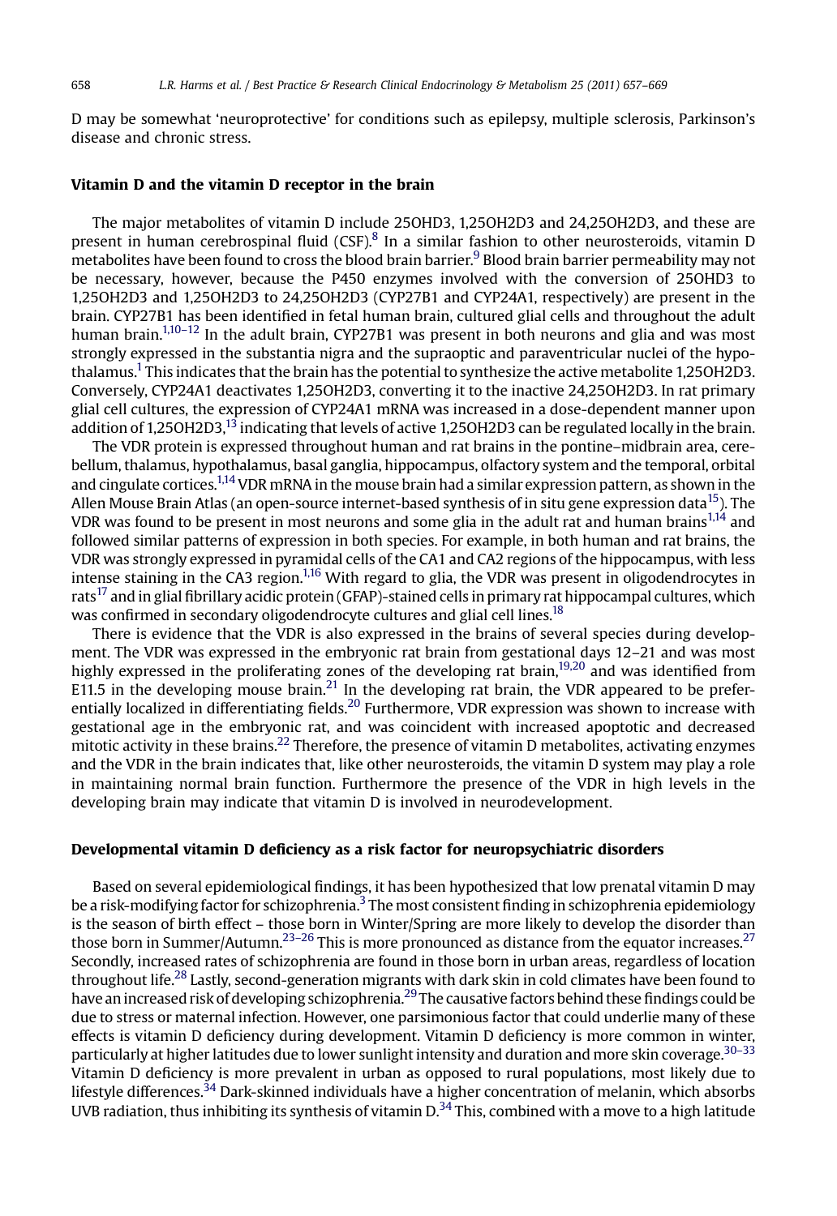D may be somewhat 'neuroprotective' for conditions such as epilepsy, multiple sclerosis, Parkinson's disease and chronic stress.

## Vitamin D and the vitamin D receptor in the brain

The major metabolites of vitamin D include 25OHD3, 1,25OH2D3 and 24,25OH2D3, and these are present in human cerebrospinal fluid (CSF).[8] In a similar fashion to other neurosteroids, vitamin D metabolites have been found to cross the blood brain barrier.[9] Blood brain barrier permeability may not be necessary, however, because the P450 enzymes involved with the conversion of 25OHD3 to 1,25OH2D3 and 1,25OH2D3 to 24,25OH2D3 (CYP27B1 and CYP24A1, respectively) are present in the brain. CYP27B1 has been identified in fetal human brain, cultured glial cells and throughout the adult human brain.[1,10–12] In the adult brain, CYP27B1 was present in both neurons and glia and was most strongly expressed in the substantia nigra and the supraoptic and paraventricular nuclei of the hypothalamus.[1] This indicates that the brain has the potential to synthesize the active metabolite 1,25OH2D3. Conversely, CYP24A1 deactivates 1,25OH2D3, converting it to the inactive 24,25OH2D3. In rat primary glial cell cultures, the expression of CYP24A1 mRNA was increased in a dose-dependent manner upon addition of 1,25OH2D3,[13] indicating that levels of active 1,25OH2D3 can be regulated locally in the brain.

The VDR protein is expressed throughout human and rat brains in the pontine–midbrain area, cerebellum, thalamus, hypothalamus, basal ganglia, hippocampus, olfactory system and the temporal, orbital and cingulate cortices.[1,14] VDR mRNA in the mouse brain had a similar expression pattern, as shown in the Allen Mouse Brain Atlas (an open-source internet-based synthesis of in situ gene expression data[15]). The VDR was found to be present in most neurons and some glia in the adult rat and human brains[1,14] and followed similar patterns of expression in both species. For example, in both human and rat brains, the VDR was strongly expressed in pyramidal cells of the CA1 and CA2 regions of the hippocampus, with less intense staining in the CA3 region.[1,16] With regard to glia, the VDR was present in oligodendrocytes in rats[17] and in glial fibrillary acidic protein (GFAP)-stained cells in primary rat hippocampal cultures, which was confirmed in secondary oligodendrocyte cultures and glial cell lines.[18]

There is evidence that the VDR is also expressed in the brains of several species during development. The VDR was expressed in the embryonic rat brain from gestational days 12–21 and was most highly expressed in the proliferating zones of the developing rat brain,[19,20] and was identified from E11.5 in the developing mouse brain.[21] In the developing rat brain, the VDR appeared to be preferentially localized in differentiating fields.[20] Furthermore, VDR expression was shown to increase with gestational age in the embryonic rat, and was coincident with increased apoptotic and decreased mitotic activity in these brains.[22] Therefore, the presence of vitamin D metabolites, activating enzymes and the VDR in the brain indicates that, like other neurosteroids, the vitamin D system may play a role in maintaining normal brain function. Furthermore the presence of the VDR in high levels in the developing brain may indicate that vitamin D is involved in neurodevelopment.

## Developmental vitamin D deficiency as a risk factor for neuropsychiatric disorders

Based on several epidemiological findings, it has been hypothesized that low prenatal vitamin D may be a risk-modifying factor for schizophrenia.[3] The most consistent finding in schizophrenia epidemiology is the season of birth effect – those born in Winter/Spring are more likely to develop the disorder than those born in Summer/Autumn.[23–26] This is more pronounced as distance from the equator increases.[27] Secondly, increased rates of schizophrenia are found in those born in urban areas, regardless of location throughout life.[28] Lastly, second-generation migrants with dark skin in cold climates have been found to have an increased risk of developing schizophrenia.[29] The causative factors behind these findings could be due to stress or maternal infection. However, one parsimonious factor that could underlie many of these effects is vitamin D deficiency during development. Vitamin D deficiency is more common in winter, particularly at higher latitudes due to lower sunlight intensity and duration and more skin coverage.[30–33] Vitamin D deficiency is more prevalent in urban as opposed to rural populations, most likely due to lifestyle differences.[34] Dark-skinned individuals have a higher concentration of melanin, which absorbs UVB radiation, thus inhibiting its synthesis of vitamin D.[34] This, combined with a move to a high latitude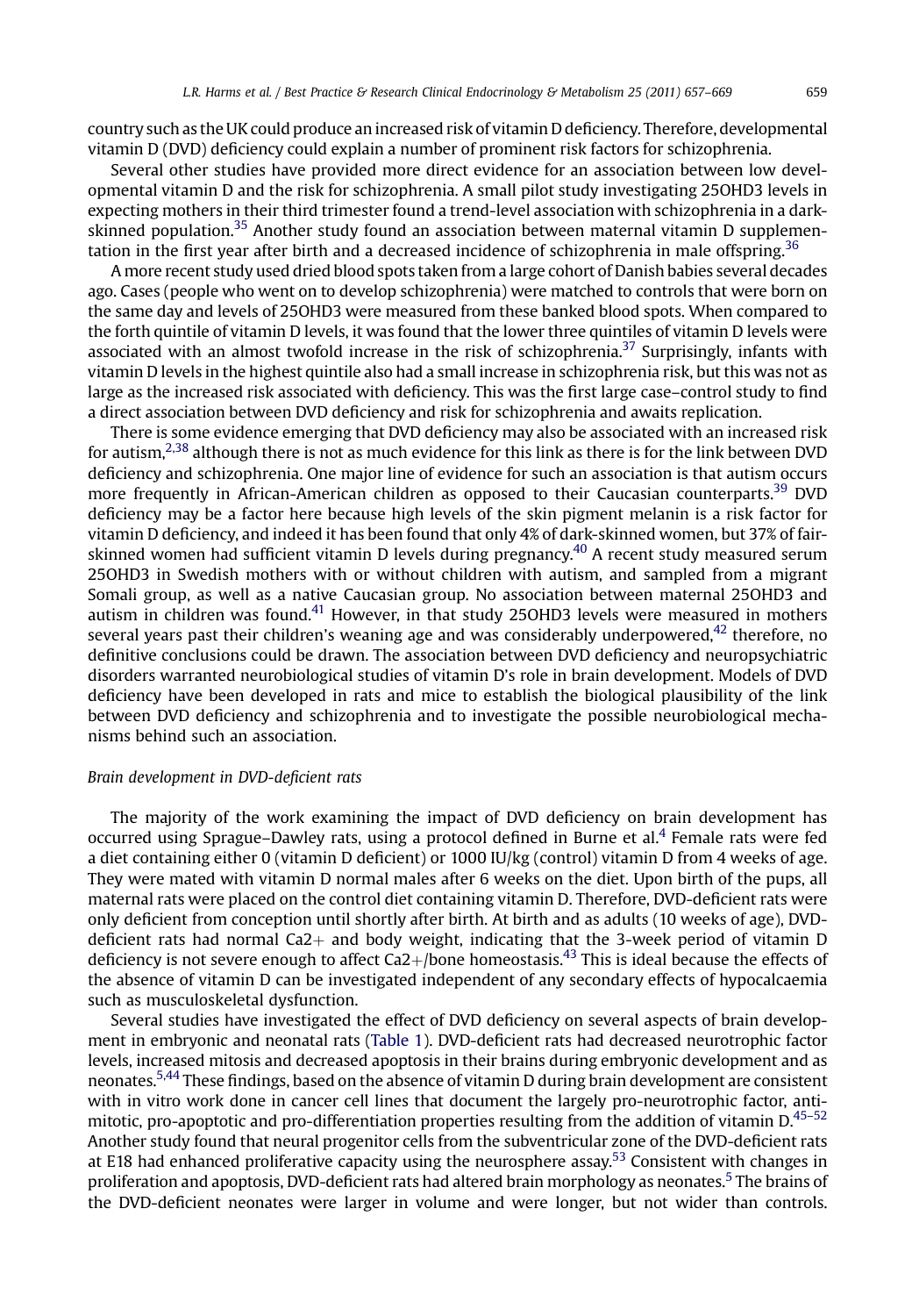country such as the UK could produce an increased risk of vitamin D deficiency. Therefore, developmental vitamin D (DVD) deficiency could explain a number of prominent risk factors for schizophrenia.

Several other studies have provided more direct evidence for an association between low developmental vitamin D and the risk for schizophrenia. A small pilot study investigating 25OHD3 levels in expecting mothers in their third trimester found a trend-level association with schizophrenia in a dark-skinned population.[35] Another study found an association between maternal vitamin D supplementation in the first year after birth and a decreased incidence of schizophrenia in male offspring.[36]

A more recent study used dried blood spots taken from a large cohort of Danish babies several decades ago. Cases (people who went on to develop schizophrenia) were matched to controls that were born on the same day and levels of 25OHD3 were measured from these banked blood spots. When compared to the forth quintile of vitamin D levels, it was found that the lower three quintiles of vitamin D levels were associated with an almost twofold increase in the risk of schizophrenia.[37] Surprisingly, infants with vitamin D levels in the highest quintile also had a small increase in schizophrenia risk, but this was not as large as the increased risk associated with deficiency. This was the first large case–control study to find a direct association between DVD deficiency and risk for schizophrenia and awaits replication.

There is some evidence emerging that DVD deficiency may also be associated with an increased risk for autism,[2,38] although there is not as much evidence for this link as there is for the link between DVD deficiency and schizophrenia. One major line of evidence for such an association is that autism occurs more frequently in African-American children as opposed to their Caucasian counterparts.[39] DVD deficiency may be a factor here because high levels of the skin pigment melanin is a risk factor for vitamin D deficiency, and indeed it has been found that only 4% of dark-skinned women, but 37% of fair-skinned women had sufficient vitamin D levels during pregnancy.[40] A recent study measured serum 25OHD3 in Swedish mothers with or without children with autism, and sampled from a migrant Somali group, as well as a native Caucasian group. No association between maternal 25OHD3 and autism in children was found.[41] However, in that study 25OHD3 levels were measured in mothers several years past their children's weaning age and was considerably underpowered,[42] therefore, no definitive conclusions could be drawn. The association between DVD deficiency and neuropsychiatric disorders warranted neurobiological studies of vitamin D's role in brain development. Models of DVD deficiency have been developed in rats and mice to establish the biological plausibility of the link between DVD deficiency and schizophrenia and to investigate the possible neurobiological mechanisms behind such an association.

### *Brain development in DVD-deficient rats*

The majority of the work examining the impact of DVD deficiency on brain development has occurred using Sprague–Dawley rats, using a protocol defined in Burne et al.[4] Female rats were fed a diet containing either 0 (vitamin D deficient) or 1000 IU/kg (control) vitamin D from 4 weeks of age. They were mated with vitamin D normal males after 6 weeks on the diet. Upon birth of the pups, all maternal rats were placed on the control diet containing vitamin D. Therefore, DVD-deficient rats were only deficient from conception until shortly after birth. At birth and as adults (10 weeks of age), DVD-deficient rats had normal $Ca2+$ and body weight, indicating that the 3-week period of vitamin D deficiency is not severe enough to affect $Ca2+$/bone homeostasis.[43] This is ideal because the effects of the absence of vitamin D can be investigated independent of any secondary effects of hypocalcaemia such as musculoskeletal dysfunction.

Several studies have investigated the effect of DVD deficiency on several aspects of brain development in embryonic and neonatal rats (Table 1). DVD-deficient rats had decreased neurotrophic factor levels, increased mitosis and decreased apoptosis in their brains during embryonic development and as neonates.[5,44] These findings, based on the absence of vitamin D during brain development are consistent with in vitro work done in cancer cell lines that document the largely pro-neurotrophic factor, anti-mitotic, pro-apoptotic and pro-differentiation properties resulting from the addition of vitamin D.[45–52] Another study found that neural progenitor cells from the subventricular zone of the DVD-deficient rats at E18 had enhanced proliferative capacity using the neurosphere assay.[53] Consistent with changes in proliferation and apoptosis, DVD-deficient rats had altered brain morphology as neonates.[5] The brains of the DVD-deficient neonates were larger in volume and were longer, but not wider than controls.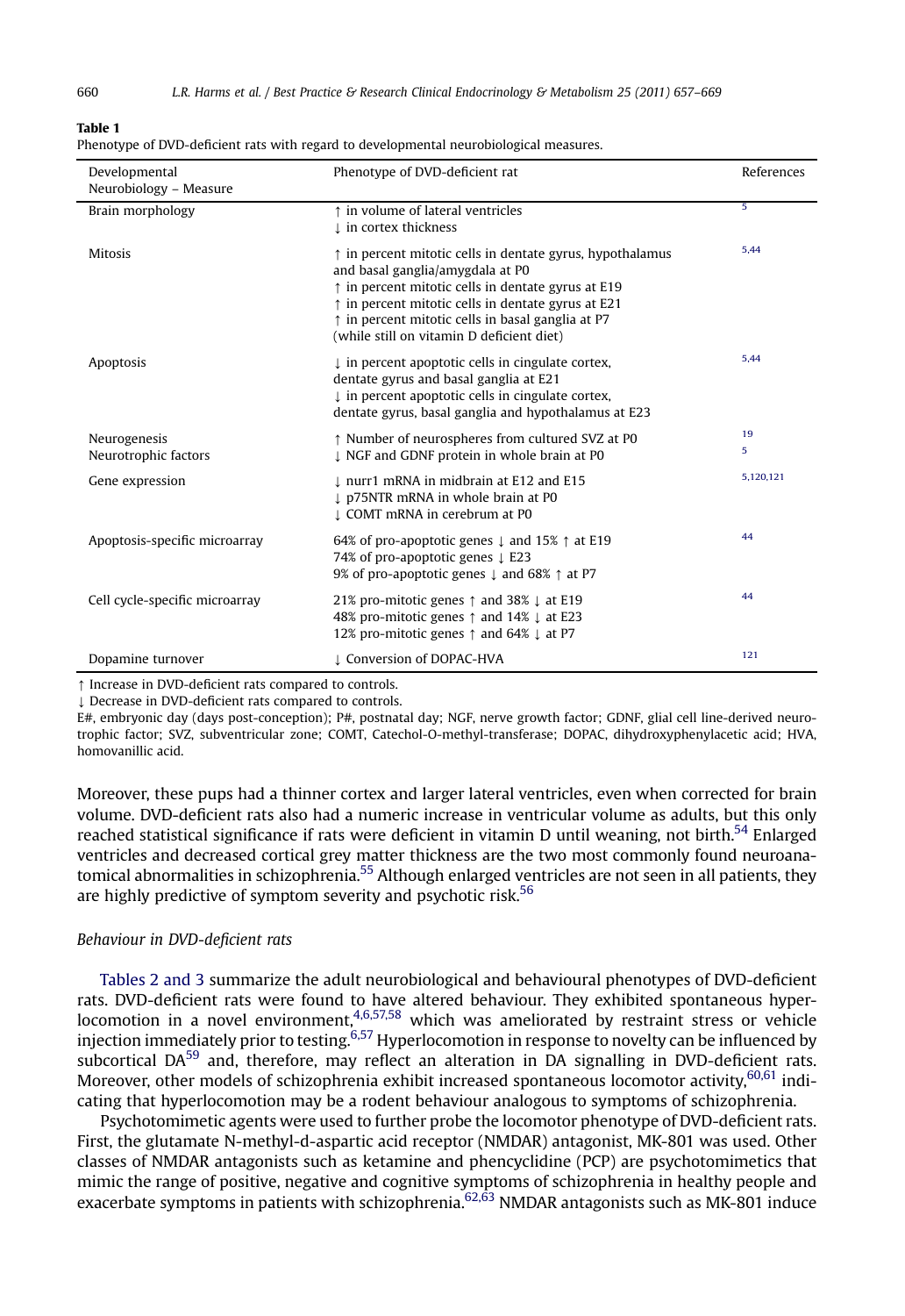**Table 1**
Phenotype of DVD-deficient rats with regard to developmental neurobiological measures.

| Developmental Neurobiology – Measure | Phenotype of DVD-deficient rat | References |
| --- | --- | --- |
| Brain morphology | ↑ in volume of lateral ventricles<br>↓ in cortex thickness | 5 |
| Mitosis | ↑ in percent mitotic cells in dentate gyrus, hypothalamus and basal ganglia/amygdala at P0<br>↑ in percent mitotic cells in dentate gyrus at E19<br>↑ in percent mitotic cells in dentate gyrus at E21<br>↑ in percent mitotic cells in basal ganglia at P7 (while still on vitamin D deficient diet) | 5,44 |
| Apoptosis | ↓ in percent apoptotic cells in cingulate cortex, dentate gyrus and basal ganglia at E21<br>↓ in percent apoptotic cells in cingulate cortex, dentate gyrus, basal ganglia and hypothalamus at E23 | 5,44 |
| Neurogenesis | ↑ Number of neurospheres from cultured SVZ at P0 | 19 |
| Neurotrophic factors | ↓ NGF and GDNF protein in whole brain at P0 | 5 |
| Gene expression | ↓ nurr1 mRNA in midbrain at E12 and E15<br>↓ p75NTR mRNA in whole brain at P0<br>↓ COMT mRNA in cerebrum at P0 | 5,120,121 |
| Apoptosis-specific microarray | 64% of pro-apoptotic genes ↓ and 15% ↑ at E19<br>74% of pro-apoptotic genes ↓ E23<br>9% of pro-apoptotic genes ↓ and 68% ↑ at P7 | 44 |
| Cell cycle-specific microarray | 21% pro-mitotic genes ↑ and 38% ↓ at E19<br>48% pro-mitotic genes ↑ and 14% ↓ at E23<br>12% pro-mitotic genes ↑ and 64% ↓ at P7 | 44 |
| Dopamine turnover | ↓ Conversion of DOPAC-HVA | 121 |

↑ Increase in DVD-deficient rats compared to controls.
↓ Decrease in DVD-deficient rats compared to controls.
E#, embryonic day (days post-conception); P#, postnatal day; NGF, nerve growth factor; GDNF, glial cell line-derived neurotrophic factor; SVZ, subventricular zone; COMT, Catechol-O-methyl-transferase; DOPAC, dihydroxyphenylacetic acid; HVA, homovanillic acid.

Moreover, these pups had a thinner cortex and larger lateral ventricles, even when corrected for brain volume. DVD-deficient rats also had a numeric increase in ventricular volume as adults, but this only reached statistical significance if rats were deficient in vitamin D until weaning, not birth.[54] Enlarged ventricles and decreased cortical grey matter thickness are the two most commonly found neuroanatomical abnormalities in schizophrenia.[55] Although enlarged ventricles are not seen in all patients, they are highly predictive of symptom severity and psychotic risk.[56]

### Behaviour in DVD-deficient rats

Tables 2 and 3 summarize the adult neurobiological and behavioural phenotypes of DVD-deficient rats. DVD-deficient rats were found to have altered behaviour. They exhibited spontaneous hyperlocomotion in a novel environment,[4,6,57,58] which was ameliorated by restraint stress or vehicle injection immediately prior to testing.[6,57] Hyperlocomotion in response to novelty can be influenced by subcortical DA[59] and, therefore, may reflect an alteration in DA signalling in DVD-deficient rats. Moreover, other models of schizophrenia exhibit increased spontaneous locomotor activity,[60,61] indicating that hyperlocomotion may be a rodent behaviour analogous to symptoms of schizophrenia.

Psychotomimetic agents were used to further probe the locomotor phenotype of DVD-deficient rats. First, the glutamate N-methyl-d-aspartic acid receptor (NMDAR) antagonist, MK-801 was used. Other classes of NMDAR antagonists such as ketamine and phencyclidine (PCP) are psychotomimetics that mimic the range of positive, negative and cognitive symptoms of schizophrenia in healthy people and exacerbate symptoms in patients with schizophrenia.[62,63] NMDAR antagonists such as MK-801 induce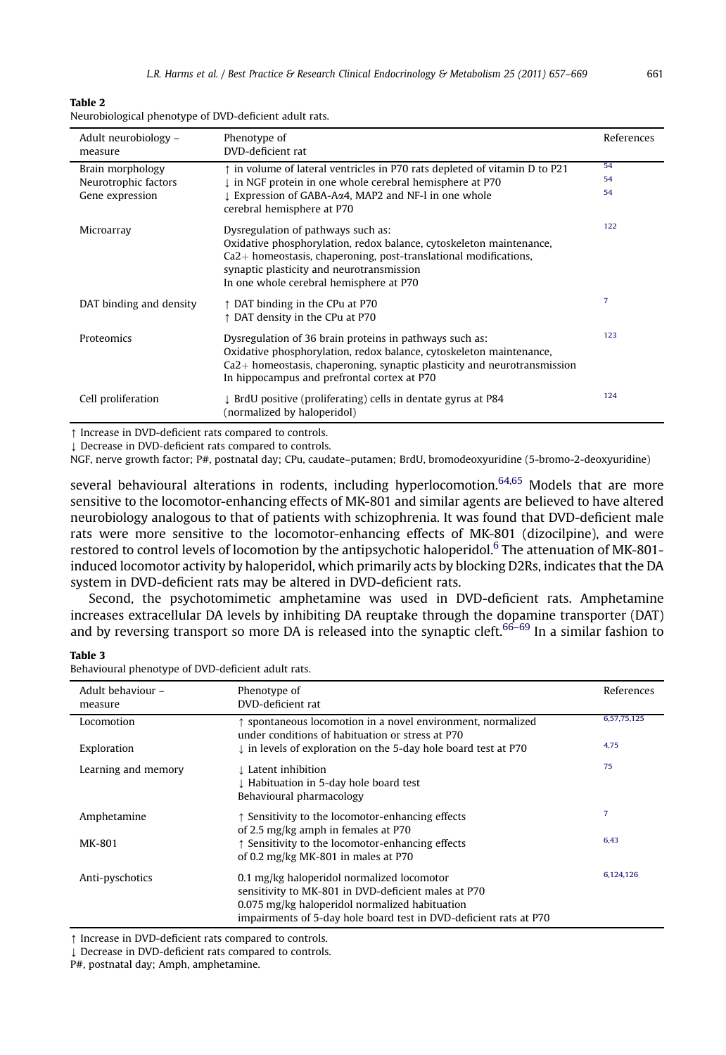**Table 2**
Neurobiological phenotype of DVD-deficient adult rats.

| Adult neurobiology – measure | Phenotype of DVD-deficient rat | References |
| --- | --- | --- |
| Brain morphology | ↑ in volume of lateral ventricles in P70 rats depleted of vitamin D to P21 | 54 |
| Neurotrophic factors | ↓ in NGF protein in one whole cerebral hemisphere at P70 | 54 |
| Gene expression | ↓ Expression of GABA-Aα4, MAP2 and NF-l in one whole cerebral hemisphere at P70 | 54 |
| Microarray | Dysregulation of pathways such as: Oxidative phosphorylation, redox balance, cytoskeleton maintenance, Ca2+ homeostasis, chaperoning, post-translational modifications, synaptic plasticity and neurotransmission In one whole cerebral hemisphere at P70 | 122 |
| DAT binding and density | ↑ DAT binding in the CPu at P70<br>↑ DAT density in the CPu at P70 | 7 |
| Proteomics | Dysregulation of 36 brain proteins in pathways such as: Oxidative phosphorylation, redox balance, cytoskeleton maintenance, Ca2+ homeostasis, chaperoning, synaptic plasticity and neurotransmission In hippocampus and prefrontal cortex at P70 | 123 |
| Cell proliferation | ↓ BrdU positive (proliferating) cells in dentate gyrus at P84 (normalized by haloperidol) | 124 |

↑ Increase in DVD-deficient rats compared to controls.
↓ Decrease in DVD-deficient rats compared to controls.
NGF, nerve growth factor; P#, postnatal day; CPu, caudate–putamen; BrdU, bromodeoxyuridine (5-bromo-2-deoxyuridine)

several behavioural alterations in rodents, including hyperlocomotion.[64,65] Models that are more sensitive to the locomotor-enhancing effects of MK-801 and similar agents are believed to have altered neurobiology analogous to that of patients with schizophrenia. It was found that DVD-deficient male rats were more sensitive to the locomotor-enhancing effects of MK-801 (dizocilpine), and were restored to control levels of locomotion by the antipsychotic haloperidol.[6] The attenuation of MK-801-induced locomotor activity by haloperidol, which primarily acts by blocking D2Rs, indicates that the DA system in DVD-deficient rats may be altered in DVD-deficient rats.

Second, the psychotomimetic amphetamine was used in DVD-deficient rats. Amphetamine increases extracellular DA levels by inhibiting DA reuptake through the dopamine transporter (DAT) and by reversing transport so more DA is released into the synaptic cleft.[66–69] In a similar fashion to

**Table 3**
Behavioural phenotype of DVD-deficient adult rats.

| Adult behaviour – measure | Phenotype of DVD-deficient rat | References |
| --- | --- | --- |
| Locomotion | ↑ spontaneous locomotion in a novel environment, normalized under conditions of habituation or stress at P70 | 6,57,75,125 |
| Exploration | ↓ in levels of exploration on the 5-day hole board test at P70 | 4,75 |
| Learning and memory | ↓ Latent inhibition<br>↓ Habituation in 5-day hole board test<br>Behavioural pharmacology | 75 |
| Amphetamine | ↑ Sensitivity to the locomotor-enhancing effects of 2.5 mg/kg amph in females at P70 | 7 |
| MK-801 | ↑ Sensitivity to the locomotor-enhancing effects of 0.2 mg/kg MK-801 in males at P70 | 6,43 |
| Anti-pyschotics | 0.1 mg/kg haloperidol normalized locomotor sensitivity to MK-801 in DVD-deficient males at P70<br>0.075 mg/kg haloperidol normalized habituation impairments of 5-day hole board test in DVD-deficient rats at P70 | 6,124,126 |

↑ Increase in DVD-deficient rats compared to controls.
↓ Decrease in DVD-deficient rats compared to controls.
P#, postnatal day; Amph, amphetamine.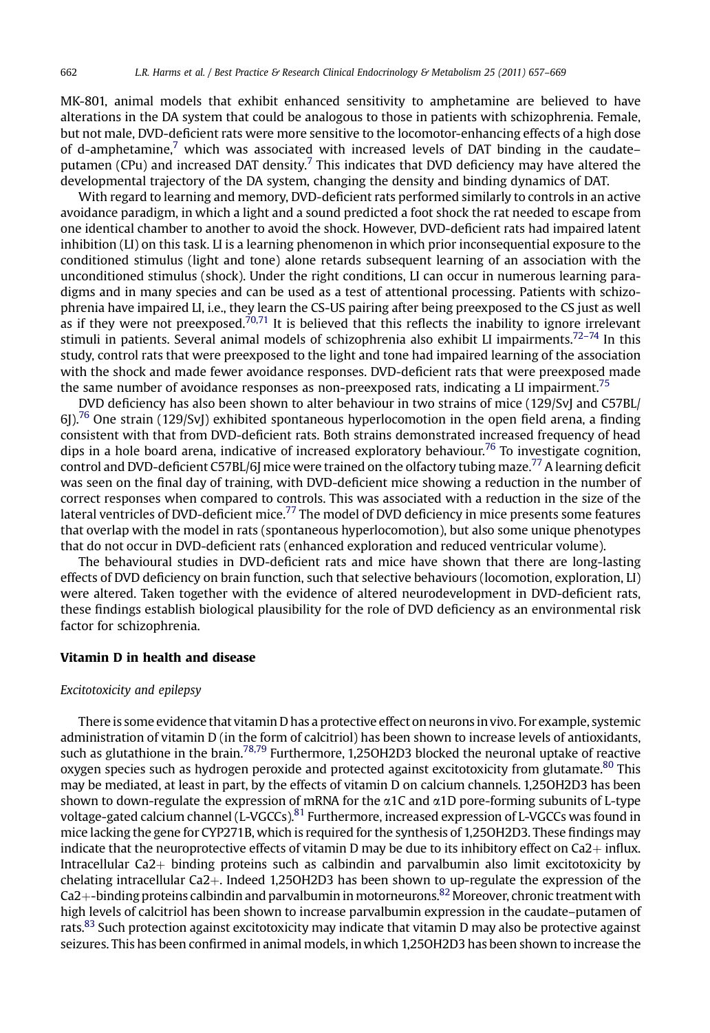MK-801, animal models that exhibit enhanced sensitivity to amphetamine are believed to have alterations in the DA system that could be analogous to those in patients with schizophrenia. Female, but not male, DVD-deficient rats were more sensitive to the locomotor-enhancing effects of a high dose of d-amphetamine,[7] which was associated with increased levels of DAT binding in the caudate–putamen (CPu) and increased DAT density.[7] This indicates that DVD deficiency may have altered the developmental trajectory of the DA system, changing the density and binding dynamics of DAT.

With regard to learning and memory, DVD-deficient rats performed similarly to controls in an active avoidance paradigm, in which a light and a sound predicted a foot shock the rat needed to escape from one identical chamber to another to avoid the shock. However, DVD-deficient rats had impaired latent inhibition (LI) on this task. LI is a learning phenomenon in which prior inconsequential exposure to the conditioned stimulus (light and tone) alone retards subsequent learning of an association with the unconditioned stimulus (shock). Under the right conditions, LI can occur in numerous learning paradigms and in many species and can be used as a test of attentional processing. Patients with schizophrenia have impaired LI, i.e., they learn the CS-US pairing after being preexposed to the CS just as well as if they were not preexposed.[70,71] It is believed that this reflects the inability to ignore irrelevant stimuli in patients. Several animal models of schizophrenia also exhibit LI impairments.[72–74] In this study, control rats that were preexposed to the light and tone had impaired learning of the association with the shock and made fewer avoidance responses. DVD-deficient rats that were preexposed made the same number of avoidance responses as non-preexposed rats, indicating a LI impairment.[75]

DVD deficiency has also been shown to alter behaviour in two strains of mice (129/SvJ and C57BL/6J).[76] One strain (129/SvJ) exhibited spontaneous hyperlocomotion in the open field arena, a finding consistent with that from DVD-deficient rats. Both strains demonstrated increased frequency of head dips in a hole board arena, indicative of increased exploratory behaviour.[76] To investigate cognition, control and DVD-deficient C57BL/6J mice were trained on the olfactory tubing maze.[77] A learning deficit was seen on the final day of training, with DVD-deficient mice showing a reduction in the number of correct responses when compared to controls. This was associated with a reduction in the size of the lateral ventricles of DVD-deficient mice.[77] The model of DVD deficiency in mice presents some features that overlap with the model in rats (spontaneous hyperlocomotion), but also some unique phenotypes that do not occur in DVD-deficient rats (enhanced exploration and reduced ventricular volume).

The behavioural studies in DVD-deficient rats and mice have shown that there are long-lasting effects of DVD deficiency on brain function, such that selective behaviours (locomotion, exploration, LI) were altered. Taken together with the evidence of altered neurodevelopment in DVD-deficient rats, these findings establish biological plausibility for the role of DVD deficiency as an environmental risk factor for schizophrenia.

## Vitamin D in health and disease

### *Excitotoxicity and epilepsy*

There is some evidence that vitamin D has a protective effect on neurons in vivo. For example, systemic administration of vitamin D (in the form of calcitriol) has been shown to increase levels of antioxidants, such as glutathione in the brain.[78,79] Furthermore, 1,25OH2D3 blocked the neuronal uptake of reactive oxygen species such as hydrogen peroxide and protected against excitotoxicity from glutamate.[80] This may be mediated, at least in part, by the effects of vitamin D on calcium channels. 1,25OH2D3 has been shown to down-regulate the expression of mRNA for the α1C and α1D pore-forming subunits of L-type voltage-gated calcium channel (L-VGCCs).[81] Furthermore, increased expression of L-VGCCs was found in mice lacking the gene for CYP271B, which is required for the synthesis of 1,25OH2D3. These findings may indicate that the neuroprotective effects of vitamin D may be due to its inhibitory effect on $Ca2+$ influx. Intracellular $Ca2+$ binding proteins such as calbindin and parvalbumin also limit excitotoxicity by chelating intracellular $Ca2+$. Indeed 1,25OH2D3 has been shown to up-regulate the expression of the $Ca2+$-binding proteins calbindin and parvalbumin in motorneurons.[82] Moreover, chronic treatment with high levels of calcitriol has been shown to increase parvalbumin expression in the caudate–putamen of rats.[83] Such protection against excitotoxicity may indicate that vitamin D may also be protective against seizures. This has been confirmed in animal models, in which 1,25OH2D3 has been shown to increase the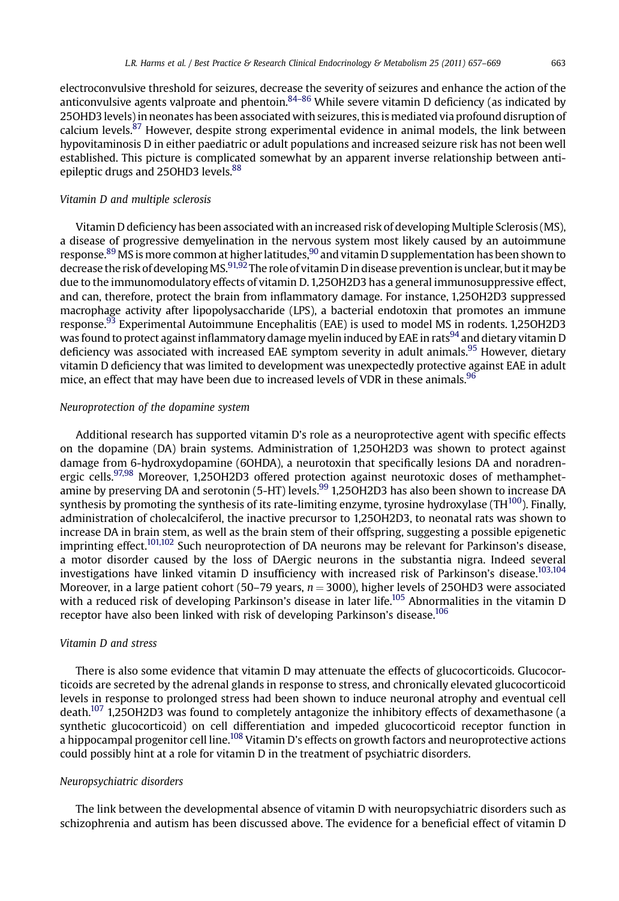electroconvulsive threshold for seizures, decrease the severity of seizures and enhance the action of the anticonvulsive agents valproate and phentoin.[84–86] While severe vitamin D deficiency (as indicated by 25OHD3 levels) in neonates has been associated with seizures, this is mediated via profound disruption of calcium levels.[87] However, despite strong experimental evidence in animal models, the link between hypovitaminosis D in either paediatric or adult populations and increased seizure risk has not been well established. This picture is complicated somewhat by an apparent inverse relationship between anti-epileptic drugs and 25OHD3 levels.[88]

### *Vitamin D and multiple sclerosis*

Vitamin D deficiency has been associated with an increased risk of developing Multiple Sclerosis (MS), a disease of progressive demyelination in the nervous system most likely caused by an autoimmune response.[89] MS is more common at higher latitudes,[90] and vitamin D supplementation has been shown to decrease the risk of developing MS.[91,92] The role of vitamin D in disease prevention is unclear, but it may be due to the immunomodulatory effects of vitamin D. 1,25OH2D3 has a general immunosuppressive effect, and can, therefore, protect the brain from inflammatory damage. For instance, 1,25OH2D3 suppressed macrophage activity after lipopolysaccharide (LPS), a bacterial endotoxin that promotes an immune response.[93] Experimental Autoimmune Encephalitis (EAE) is used to model MS in rodents. 1,25OH2D3 was found to protect against inflammatory damage myelin induced by EAE in rats[94] and dietary vitamin D deficiency was associated with increased EAE symptom severity in adult animals.[95] However, dietary vitamin D deficiency that was limited to development was unexpectedly protective against EAE in adult mice, an effect that may have been due to increased levels of VDR in these animals.[96]

### *Neuroprotection of the dopamine system*

Additional research has supported vitamin D's role as a neuroprotective agent with specific effects on the dopamine (DA) brain systems. Administration of 1,25OH2D3 was shown to protect against damage from 6-hydroxydopamine (6OHDA), a neurotoxin that specifically lesions DA and noradrenergic cells.[97,98] Moreover, 1,25OH2D3 offered protection against neurotoxic doses of methamphetamine by preserving DA and serotonin (5-HT) levels.[99] 1,25OH2D3 has also been shown to increase DA synthesis by promoting the synthesis of its rate-limiting enzyme, tyrosine hydroxylase (TH[100]). Finally, administration of cholecalciferol, the inactive precursor to 1,25OH2D3, to neonatal rats was shown to increase DA in brain stem, as well as the brain stem of their offspring, suggesting a possible epigenetic imprinting effect.[101,102] Such neuroprotection of DA neurons may be relevant for Parkinson's disease, a motor disorder caused by the loss of DAergic neurons in the substantia nigra. Indeed several investigations have linked vitamin D insufficiency with increased risk of Parkinson's disease.[103,104] Moreover, in a large patient cohort (50–79 years, $n = 3000$), higher levels of 25OHD3 were associated with a reduced risk of developing Parkinson's disease in later life.[105] Abnormalities in the vitamin D receptor have also been linked with risk of developing Parkinson's disease.[106]

### *Vitamin D and stress*

There is also some evidence that vitamin D may attenuate the effects of glucocorticoids. Glucocorticoids are secreted by the adrenal glands in response to stress, and chronically elevated glucocorticoid levels in response to prolonged stress had been shown to induce neuronal atrophy and eventual cell death.[107] 1,25OH2D3 was found to completely antagonize the inhibitory effects of dexamethasone (a synthetic glucocorticoid) on cell differentiation and impeded glucocorticoid receptor function in a hippocampal progenitor cell line.[108] Vitamin D's effects on growth factors and neuroprotective actions could possibly hint at a role for vitamin D in the treatment of psychiatric disorders.

### *Neuropsychiatric disorders*

The link between the developmental absence of vitamin D with neuropsychiatric disorders such as schizophrenia and autism has been discussed above. The evidence for a beneficial effect of vitamin D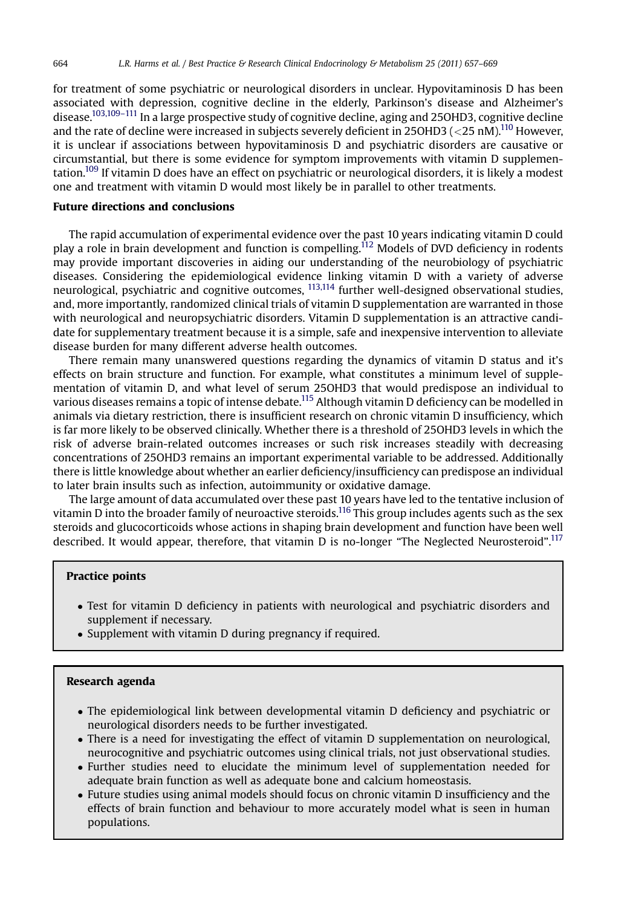for treatment of some psychiatric or neurological disorders in unclear. Hypovitaminosis D has been associated with depression, cognitive decline in the elderly, Parkinson's disease and Alzheimer's disease.[103,109–111] In a large prospective study of cognitive decline, aging and 25OHD3, cognitive decline and the rate of decline were increased in subjects severely deficient in 25OHD3 (<25 nM).[110] However, it is unclear if associations between hypovitaminosis D and psychiatric disorders are causative or circumstantial, but there is some evidence for symptom improvements with vitamin D supplementation.[109] If vitamin D does have an effect on psychiatric or neurological disorders, it is likely a modest one and treatment with vitamin D would most likely be in parallel to other treatments.

## Future directions and conclusions

The rapid accumulation of experimental evidence over the past 10 years indicating vitamin D could play a role in brain development and function is compelling.[112] Models of DVD deficiency in rodents may provide important discoveries in aiding our understanding of the neurobiology of psychiatric diseases. Considering the epidemiological evidence linking vitamin D with a variety of adverse neurological, psychiatric and cognitive outcomes, [113,114] further well-designed observational studies, and, more importantly, randomized clinical trials of vitamin D supplementation are warranted in those with neurological and neuropsychiatric disorders. Vitamin D supplementation is an attractive candidate for supplementary treatment because it is a simple, safe and inexpensive intervention to alleviate disease burden for many different adverse health outcomes.

There remain many unanswered questions regarding the dynamics of vitamin D status and it's effects on brain structure and function. For example, what constitutes a minimum level of supplementation of vitamin D, and what level of serum 25OHD3 that would predispose an individual to various diseases remains a topic of intense debate.[115] Although vitamin D deficiency can be modelled in animals via dietary restriction, there is insufficient research on chronic vitamin D insufficiency, which is far more likely to be observed clinically. Whether there is a threshold of 25OHD3 levels in which the risk of adverse brain-related outcomes increases or such risk increases steadily with decreasing concentrations of 25OHD3 remains an important experimental variable to be addressed. Additionally there is little knowledge about whether an earlier deficiency/insufficiency can predispose an individual to later brain insults such as infection, autoimmunity or oxidative damage.

The large amount of data accumulated over these past 10 years have led to the tentative inclusion of vitamin D into the broader family of neuroactive steroids.[116] This group includes agents such as the sex steroids and glucocorticoids whose actions in shaping brain development and function have been well described. It would appear, therefore, that vitamin D is no-longer "The Neglected Neurosteroid".[117]

**Practice points**

- Test for vitamin D deficiency in patients with neurological and psychiatric disorders and supplement if necessary.
- Supplement with vitamin D during pregnancy if required.

**Research agenda**

- The epidemiological link between developmental vitamin D deficiency and psychiatric or neurological disorders needs to be further investigated.
- There is a need for investigating the effect of vitamin D supplementation on neurological, neurocognitive and psychiatric outcomes using clinical trials, not just observational studies.
- Further studies need to elucidate the minimum level of supplementation needed for adequate brain function as well as adequate bone and calcium homeostasis.
- Future studies using animal models should focus on chronic vitamin D insufficiency and the effects of brain function and behaviour to more accurately model what is seen in human populations.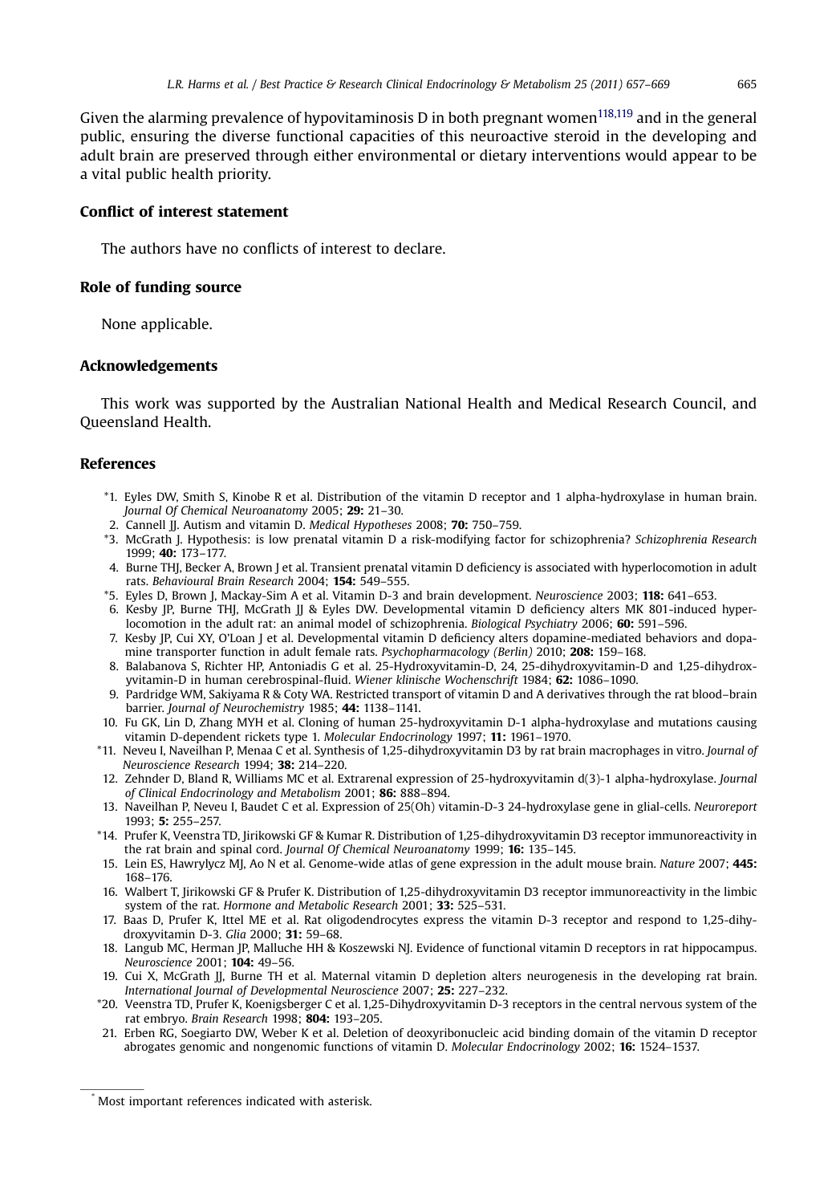Given the alarming prevalence of hypovitaminosis D in both pregnant women[118,119] and in the general public, ensuring the diverse functional capacities of this neuroactive steroid in the developing and adult brain are preserved through either environmental or dietary interventions would appear to be a vital public health priority.

## Conflict of interest statement

The authors have no conflicts of interest to declare.

## Role of funding source

None applicable.

## Acknowledgements

This work was supported by the Australian National Health and Medical Research Council, and Queensland Health.

## References

*1. Eyles DW, Smith S, Kinobe R et al. Distribution of the vitamin D receptor and 1 alpha-hydroxylase in human brain. *Journal Of Chemical Neuroanatomy* 2005; **29:** 21–30.
2. Cannell JJ. Autism and vitamin D. *Medical Hypotheses* 2008; **70:** 750–759.
*3. McGrath J. Hypothesis: is low prenatal vitamin D a risk-modifying factor for schizophrenia? *Schizophrenia Research* 1999; **40:** 173–177.
4. Burne THJ, Becker A, Brown J et al. Transient prenatal vitamin D deficiency is associated with hyperlocomotion in adult rats. *Behavioural Brain Research* 2004; **154:** 549–555.
*5. Eyles D, Brown J, Mackay-Sim A et al. Vitamin D-3 and brain development. *Neuroscience* 2003; **118:** 641–653.
6. Kesby JP, Burne THJ, McGrath JJ & Eyles DW. Developmental vitamin D deficiency alters MK 801-induced hyperlocomotion in the adult rat: an animal model of schizophrenia. *Biological Psychiatry* 2006; **60:** 591–596.
7. Kesby JP, Cui XY, O'Loan J et al. Developmental vitamin D deficiency alters dopamine-mediated behaviors and dopamine transporter function in adult female rats. *Psychopharmacology (Berlin)* 2010; **208:** 159–168.
8. Balabanova S, Richter HP, Antoniadis G et al. 25-Hydroxyvitamin-D, 24, 25-dihydroxyvitamin-D and 1,25-dihydroxyvitamin-D in human cerebrospinal-fluid. *Wiener klinische Wochenschrift* 1984; **62:** 1086–1090.
9. Pardridge WM, Sakiyama R & Coty WA. Restricted transport of vitamin D and A derivatives through the rat blood–brain barrier. *Journal of Neurochemistry* 1985; **44:** 1138–1141.
10. Fu GK, Lin D, Zhang MYH et al. Cloning of human 25-hydroxyvitamin D-1 alpha-hydroxylase and mutations causing vitamin D-dependent rickets type 1. *Molecular Endocrinology* 1997; **11:** 1961–1970.
*11. Neveu I, Naveilhan P, Menaa C et al. Synthesis of 1,25-dihydroxyvitamin D3 by rat brain macrophages in vitro. *Journal of Neuroscience Research* 1994; **38:** 214–220.
12. Zehnder D, Bland R, Williams MC et al. Extrarenal expression of 25-hydroxyvitamin d(3)-1 alpha-hydroxylase. *Journal of Clinical Endocrinology and Metabolism* 2001; **86:** 888–894.
13. Naveilhan P, Neveu I, Baudet C et al. Expression of 25(Oh) vitamin-D-3 24-hydroxylase gene in glial-cells. *Neuroreport* 1993; **5:** 255–257.
*14. Prufer K, Veenstra TD, Jirikowski GF & Kumar R. Distribution of 1,25-dihydroxyvitamin D3 receptor immunoreactivity in the rat brain and spinal cord. *Journal Of Chemical Neuroanatomy* 1999; **16:** 135–145.
15. Lein ES, Hawrylycz MJ, Ao N et al. Genome-wide atlas of gene expression in the adult mouse brain. *Nature* 2007; **445:** 168–176.
16. Walbert T, Jirikowski GF & Prufer K. Distribution of 1,25-dihydroxyvitamin D3 receptor immunoreactivity in the limbic system of the rat. *Hormone and Metabolic Research* 2001; **33:** 525–531.
17. Baas D, Prufer K, Ittel ME et al. Rat oligodendrocytes express the vitamin D-3 receptor and respond to 1,25-dihydroxyvitamin D-3. *Glia* 2000; **31:** 59–68.
18. Langub MC, Herman JP, Malluche HH & Koszewski NJ. Evidence of functional vitamin D receptors in rat hippocampus. *Neuroscience* 2001; **104:** 49–56.
19. Cui X, McGrath JJ, Burne TH et al. Maternal vitamin D depletion alters neurogenesis in the developing rat brain. *International Journal of Developmental Neuroscience* 2007; **25:** 227–232.
*20. Veenstra TD, Prufer K, Koenigsberger C et al. 1,25-Dihydroxyvitamin D-3 receptors in the central nervous system of the rat embryo. *Brain Research* 1998; **804:** 193–205.
21. Erben RG, Soegiarto DW, Weber K et al. Deletion of deoxyribonucleic acid binding domain of the vitamin D receptor abrogates genomic and nongenomic functions of vitamin D. *Molecular Endocrinology* 2002; **16:** 1524–1537.

* Most important references indicated with asterisk.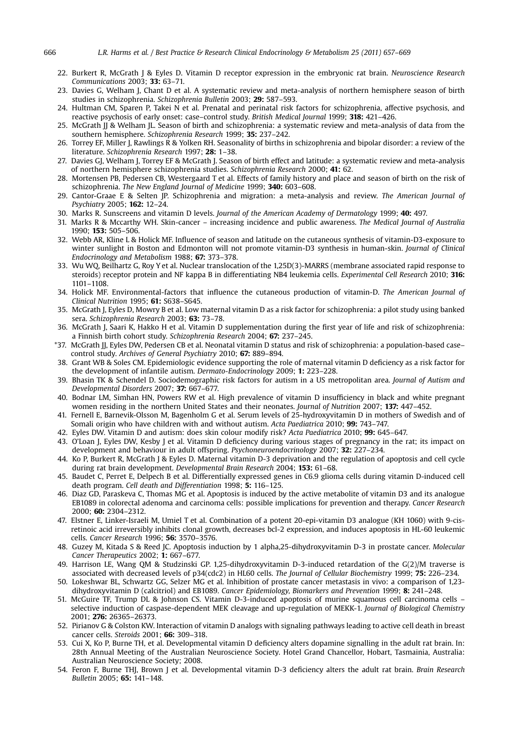22. Burkert R, McGrath J & Eyles D. Vitamin D receptor expression in the embryonic rat brain. *Neuroscience Research Communications* 2003; **33:** 63–71.
23. Davies G, Welham J, Chant D et al. A systematic review and meta-analysis of northern hemisphere season of birth studies in schizophrenia. *Schizophrenia Bulletin* 2003; **29:** 587–593.
24. Hultman CM, Sparen P, Takei N et al. Prenatal and perinatal risk factors for schizophrenia, affective psychosis, and reactive psychosis of early onset: case–control study. *British Medical Journal* 1999; **318:** 421–426.
25. McGrath JJ & Welham JL. Season of birth and schizophrenia: a systematic review and meta-analysis of data from the southern hemisphere. *Schizophrenia Research* 1999; **35:** 237–242.
26. Torrey EF, Miller J, Rawlings R & Yolken RH. Seasonality of births in schizophrenia and bipolar disorder: a review of the literature. *Schizophrenia Research* 1997; **28:** 1–38.
27. Davies GJ, Welham J, Torrey EF & McGrath J. Season of birth effect and latitude: a systematic review and meta-analysis of northern hemisphere schizophrenia studies. *Schizophrenia Research* 2000; **41:** 62.
28. Mortensen PB, Pedersen CB, Westergaard T et al. Effects of family history and place and season of birth on the risk of schizophrenia. *The New England Journal of Medicine* 1999; **340:** 603–608.
29. Cantor-Graae E & Selten JP. Schizophrenia and migration: a meta-analysis and review. *The American Journal of Psychiatry* 2005; **162:** 12–24.
30. Marks R. Sunscreens and vitamin D levels. *Journal of the American Academy of Dermatology* 1999; **40:** 497.
31. Marks R & Mccarthy WH. Skin-cancer – increasing incidence and public awareness. *The Medical Journal of Australia* 1990; **153:** 505–506.
32. Webb AR, Kline L & Holick MF. Influence of season and latitude on the cutaneous synthesis of vitamin-D3-exposure to winter sunlight in Boston and Edmonton will not promote vitamin-D3 synthesis in human-skin. *Journal of Clinical Endocrinology and Metabolism* 1988; **67:** 373–378.
33. Wu WQ, Beilhartz G, Roy Y et al. Nuclear translocation of the 1,25D(3)-MARRS (membrane associated rapid response to steroids) receptor protein and NF kappa B in differentiating NB4 leukemia cells. *Experimental Cell Research* 2010; **316:** 1101–1108.
34. Holick MF. Environmental-factors that influence the cutaneous production of vitamin-D. *The American Journal of Clinical Nutrition* 1995; **61:** S638–S645.
35. McGrath J, Eyles D, Mowry B et al. Low maternal vitamin D as a risk factor for schizophrenia: a pilot study using banked sera. *Schizophrenia Research* 2003; **63:** 73–78.
36. McGrath J, Saari K, Hakko H et al. Vitamin D supplementation during the first year of life and risk of schizophrenia: a Finnish birth cohort study. *Schizophrenia Research* 2004; **67:** 237–245.
*37. McGrath JJ, Eyles DW, Pedersen CB et al. Neonatal vitamin D status and risk of schizophrenia: a population-based case–control study. *Archives of General Psychiatry* 2010; **67:** 889–894.
38. Grant WB & Soles CM. Epidemiologic evidence supporting the role of maternal vitamin D deficiency as a risk factor for the development of infantile autism. *Dermato-Endocrinology* 2009; **1:** 223–228.
39. Bhasin TK & Schendel D. Sociodemographic risk factors for autism in a US metropolitan area. *Journal of Autism and Developmental Disorders* 2007; **37:** 667–677.
40. Bodnar LM, Simhan HN, Powers RW et al. High prevalence of vitamin D insufficiency in black and white pregnant women residing in the northern United States and their neonates. *Journal of Nutrition* 2007; **137:** 447–452.
41. Fernell E, Barnevik-Olsson M, Bagenholm G et al. Serum levels of 25-hydroxyvitamin D in mothers of Swedish and of Somali origin who have children with and without autism. *Acta Paediatrica* 2010; **99:** 743–747.
42. Eyles DW. Vitamin D and autism: does skin colour modify risk? *Acta Paediatrica* 2010; **99:** 645–647.
43. O'Loan J, Eyles DW, Kesby J et al. Vitamin D deficiency during various stages of pregnancy in the rat; its impact on development and behaviour in adult offspring. *Psychoneuroendocrinology* 2007; **32:** 227–234.
44. Ko P, Burkert R, McGrath J & Eyles D. Maternal vitamin D-3 deprivation and the regulation of apoptosis and cell cycle during rat brain development. *Developmental Brain Research* 2004; **153:** 61–68.
45. Baudet C, Perret E, Delpech B et al. Differentially expressed genes in C6.9 glioma cells during vitamin D-induced cell death program. *Cell death and Differentiation* 1998; **5:** 116–125.
46. Diaz GD, Paraskeva C, Thomas MG et al. Apoptosis is induced by the active metabolite of vitamin D3 and its analogue EB1089 in colorectal adenoma and carcinoma cells: possible implications for prevention and therapy. *Cancer Research* 2000; **60:** 2304–2312.
47. Elstner E, Linker-Israeli M, Umiel T et al. Combination of a potent 20-epi-vitamin D3 analogue (KH 1060) with 9-cis-retinoic acid irreversibly inhibits clonal growth, decreases bcl-2 expression, and induces apoptosis in HL-60 leukemic cells. *Cancer Research* 1996; **56:** 3570–3576.
48. Guzey M, Kitada S & Reed JC. Apoptosis induction by 1 alpha,25-dihydroxyvitamin D-3 in prostate cancer. *Molecular Cancer Therapeutics* 2002; **1:** 667–677.
49. Harrison LE, Wang QM & Studzinski GP. 1,25-dihydroxyvitamin D-3-induced retardation of the G(2)/M traverse is associated with decreased levels of p34(cdc2) in HL60 cells. *The Journal of Cellular Biochemistry* 1999; **75:** 226–234.
50. Lokeshwar BL, Schwartz GG, Selzer MG et al. Inhibition of prostate cancer metastasis in vivo: a comparison of 1,23-dihydroxyvitamin D (calcitriol) and EB1089. *Cancer Epidemiology, Biomarkers and Prevention* 1999; **8:** 241–248.
51. McGuire TF, Trump DL & Johnson CS. Vitamin D-3-induced apoptosis of murine squamous cell carcinoma cells – selective induction of caspase-dependent MEK cleavage and up-regulation of MEKK-1. *Journal of Biological Chemistry* 2001; **276:** 26365–26373.
52. Pirianov G & Colston KW. Interaction of vitamin D analogs with signaling pathways leading to active cell death in breast cancer cells. *Steroids* 2001; **66:** 309–318.
53. Cui X, Ko P, Burne TH, et al. Developmental vitamin D deficiency alters dopamine signalling in the adult rat brain. In: 28th Annual Meeting of the Australian Neuroscience Society. Hotel Grand Chancellor, Hobart, Tasmainia, Australia: Australian Neuroscience Society; 2008.
54. Feron F, Burne THJ, Brown J et al. Developmental vitamin D-3 deficiency alters the adult rat brain. *Brain Research Bulletin* 2005; **65:** 141–148.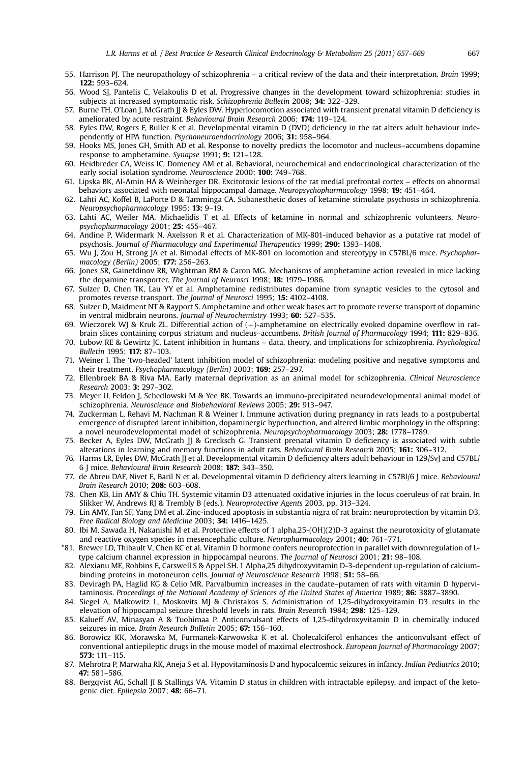55. Harrison PJ. The neuropathology of schizophrenia – a critical review of the data and their interpretation. *Brain* 1999; **122:** 593–624.
56. Wood SJ, Pantelis C, Velakoulis D et al. Progressive changes in the development toward schizophrenia: studies in subjects at increased symptomatic risk. *Schizophrenia Bulletin* 2008; **34:** 322–329.
57. Burne TH, O'Loan J, McGrath JJ & Eyles DW. Hyperlocomotion associated with transient prenatal vitamin D deficiency is ameliorated by acute restraint. *Behavioural Brain Research* 2006; **174:** 119–124.
58. Eyles DW, Rogers F, Buller K et al. Developmental vitamin D (DVD) deficiency in the rat alters adult behaviour independently of HPA function. *Psychoneuroendocrinology* 2006; **31:** 958–964.
59. Hooks MS, Jones GH, Smith AD et al. Response to novelty predicts the locomotor and nucleus–accumbens dopamine response to amphetamine. *Synapse* 1991; **9:** 121–128.
60. Heidbreder CA, Weiss IC, Domeney AM et al. Behavioral, neurochemical and endocrinological characterization of the early social isolation syndrome. *Neuroscience* 2000; **100:** 749–768.
61. Lipska BK, Al-Amin HA & Weinberger DR. Excitotoxic lesions of the rat medial prefrontal cortex – effects on abnormal behaviors associated with neonatal hippocampal damage. *Neuropsychopharmacology* 1998; **19:** 451–464.
62. Lahti AC, Koffel B, LaPorte D & Tamminga CA. Subanesthetic doses of ketamine stimulate psychosis in schizophrenia. *Neuropsychopharmacology* 1995; **13:** 9–19.
63. Lahti AC, Weiler MA, Michaelidis T et al. Effects of ketamine in normal and schizophrenic volunteers. *Neuropsychopharmacology* 2001; **25:** 455–467.
64. Andine P, Widermark N, Axelsson R et al. Characterization of MK-801-induced behavior as a putative rat model of psychosis. *Journal of Pharmacology and Experimental Therapeutics* 1999; **290:** 1393–1408.
65. Wu J, Zou H, Strong JA et al. Bimodal effects of MK-801 on locomotion and stereotypy in C57BL/6 mice. *Psychopharmacology (Berlin)* 2005; **177:** 256–263.
66. Jones SR, Gainetdinov RR, Wightman RM & Caron MG. Mechanisms of amphetamine action revealed in mice lacking the dopamine transporter. *The Journal of Neurosci* 1998; **18:** 1979–1986.
67. Sulzer D, Chen TK, Lau YY et al. Amphetamine redistributes dopamine from synaptic vesicles to the cytosol and promotes reverse transport. *The Journal of Neurosci* 1995; **15:** 4102–4108.
68. Sulzer D, Maidment NT & Rayport S. Amphetamine and other weak bases act to promote reverse transport of dopamine in ventral midbrain neurons. *Journal of Neurochemistry* 1993; **60:** 527–535.
69. Wieczorek WJ & Kruk ZL. Differential action of (+)-amphetamine on electrically evoked dopamine overflow in rat-brain slices containing corpus striatum and nucleus–accumbens. *British Journal of Pharmacology* 1994; **111:** 829–836.
70. Lubow RE & Gewirtz JC. Latent inhibition in humans – data, theory, and implications for schizophrenia. *Psychological Bulletin* 1995; **117:** 87–103.
71. Weiner I. The 'two-headed' latent inhibition model of schizophrenia: modeling positive and negative symptoms and their treatment. *Psychopharmacology (Berlin)* 2003; **169:** 257–297.
72. Ellenbroek BA & Riva MA. Early maternal deprivation as an animal model for schizophrenia. *Clinical Neuroscience Research* 2003; **3:** 297–302.
73. Meyer U, Feldon J, Schedlowski M & Yee BK. Towards an immuno-precipitated neurodevelopmental animal model of schizophrenia. *Neuroscience and Biobehavioral Reviews* 2005; **29:** 913–947.
74. Zuckerman L, Rehavi M, Nachman R & Weiner I. Immune activation during pregnancy in rats leads to a postpubertal emergence of disrupted latent inhibition, dopaminergic hyperfunction, and altered limbic morphology in the offspring: a novel neurodevelopmental model of schizophrenia. *Neuropsychopharmacology* 2003; **28:** 1778–1789.
75. Becker A, Eyles DW, McGrath JJ & Grecksch G. Transient prenatal vitamin D deficiency is associated with subtle alterations in learning and memory functions in adult rats. *Behavioural Brain Research* 2005; **161:** 306–312.
76. Harms LR, Eyles DW, McGrath JJ et al. Developmental vitamin D deficiency alters adult behaviour in 129/SvJ and C57BL/6 J mice. *Behavioural Brain Research* 2008; **187:** 343–350.
77. de Abreu DAF, Nivet E, Baril N et al. Developmental vitamin D deficiency alters learning in C57Bl/6 J mice. *Behavioural Brain Research* 2010; **208:** 603–608.
78. Chen KB, Lin AMY & Chiu TH. Systemic vitamin D3 attenuated oxidative injuries in the locus coeruleus of rat brain. In Slikker W, Andrews RJ & Trembly B (eds.). *Neuroprotective Agents* 2003, pp. 313–324.
79. Lin AMY, Fan SF, Yang DM et al. Zinc-induced apoptosis in substantia nigra of rat brain: neuroprotection by vitamin D3. *Free Radical Biology and Medicine* 2003; **34:** 1416–1425.
80. Ibi M, Sawada H, Nakanishi M et al. Protective effects of 1 alpha,25-(OH)(2)D-3 against the neurotoxicity of glutamate and reactive oxygen species in mesencephalic culture. *Neuropharmacology* 2001; **40:** 761–771.
*81. Brewer LD, Thibault V, Chen KC et al. Vitamin D hormone confers neuroprotection in parallel with downregulation of L-type calcium channel expression in hippocampal neurons. *The Journal of Neurosci* 2001; **21:** 98–108.
82. Alexianu ME, Robbins E, Carswell S & Appel SH. 1 Alpha,25 dihydroxyvitamin D-3-dependent up-regulation of calcium-binding proteins in motoneuron cells. *Journal of Neuroscience Research* 1998; **51:** 58–66.
83. Deviragh PA, Haglid KG & Celio MR. Parvalbumin increases in the caudate–putamen of rats with vitamin D hypervitaminosis. *Proceedings of the National Academy of Sciences of the United States of America* 1989; **86:** 3887–3890.
84. Siegel A, Malkowitz L, Moskovits MJ & Christakos S. Administration of 1,25-dihydroxyvitamin D3 results in the elevation of hippocampal seizure threshold levels in rats. *Brain Research* 1984; **298:** 125–129.
85. Kalueff AV, Minasyan A & Tuohimaa P. Anticonvulsant effects of 1,25-dihydroxyvitamin D in chemically induced seizures in mice. *Brain Research Bulletin* 2005; **67:** 156–160.
86. Borowicz KK, Morawska M, Furmanek-Karwowska K et al. Cholecalciferol enhances the anticonvulsant effect of conventional antiepileptic drugs in the mouse model of maximal electroshock. *European Journal of Pharmacology* 2007; **573:** 111–115.
87. Mehrotra P, Marwaha RK, Aneja S et al. Hypovitaminosis D and hypocalcemic seizures in infancy. *Indian Pediatrics* 2010; **47:** 581–586.
88. Bergqvist AG, Schall JI & Stallings VA. Vitamin D status in children with intractable epilepsy, and impact of the ketogenic diet. *Epilepsia* 2007; **48:** 66–71.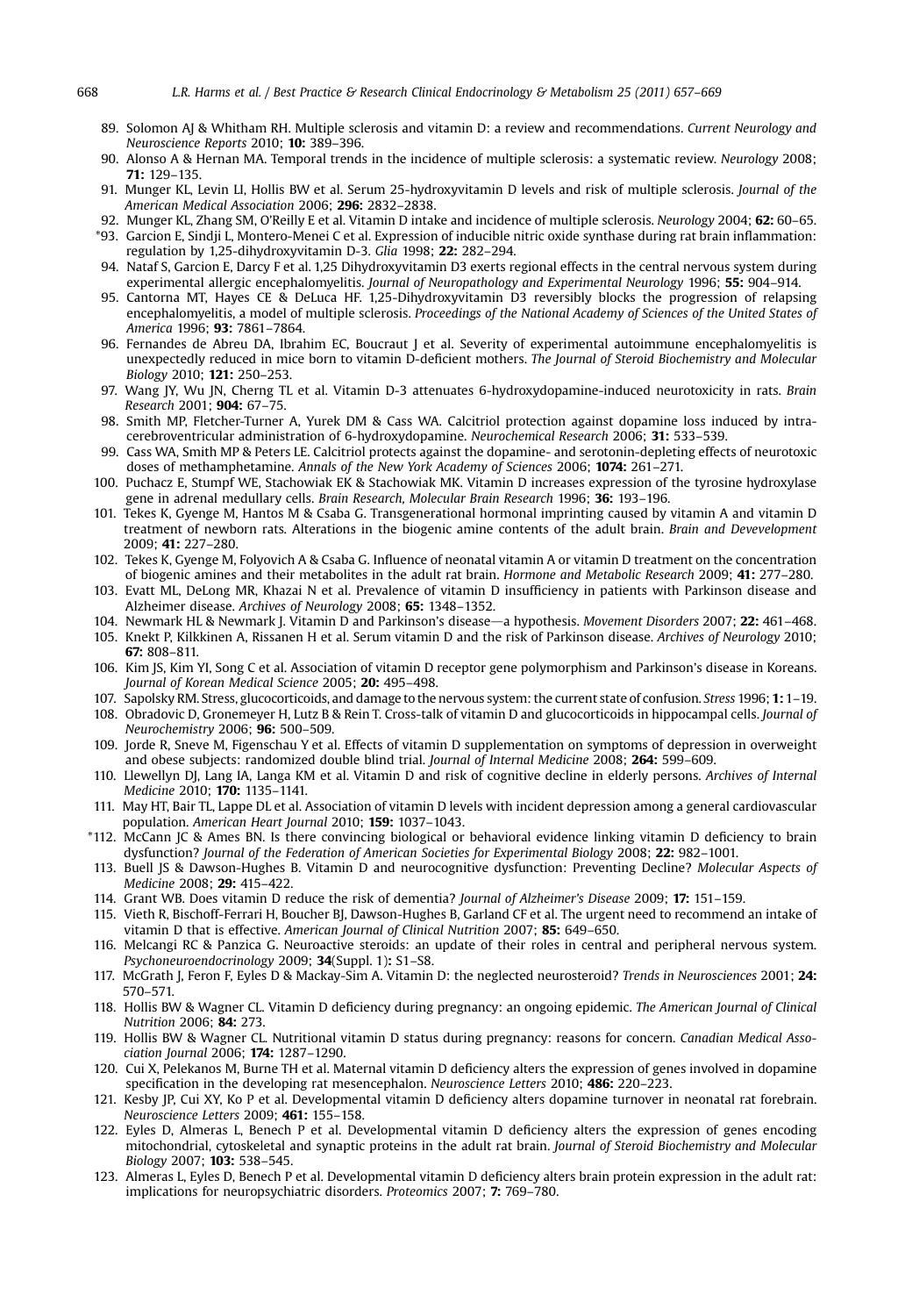89. Solomon AJ & Whitham RH. Multiple sclerosis and vitamin D: a review and recommendations. *Current Neurology and Neuroscience Reports* 2010; **10:** 389–396.
90. Alonso A & Hernan MA. Temporal trends in the incidence of multiple sclerosis: a systematic review. *Neurology* 2008; **71:** 129–135.
91. Munger KL, Levin LI, Hollis BW et al. Serum 25-hydroxyvitamin D levels and risk of multiple sclerosis. *Journal of the American Medical Association* 2006; **296:** 2832–2838.
92. Munger KL, Zhang SM, O'Reilly E et al. Vitamin D intake and incidence of multiple sclerosis. *Neurology* 2004; **62:** 60–65.
*93. Garcion E, Sindji L, Montero-Menei C et al. Expression of inducible nitric oxide synthase during rat brain inflammation: regulation by 1,25-dihydroxyvitamin D-3. *Glia* 1998; **22:** 282–294.
94. Nataf S, Garcion E, Darcy F et al. 1,25 Dihydroxyvitamin D3 exerts regional effects in the central nervous system during experimental allergic encephalomyelitis. *Journal of Neuropathology and Experimental Neurology* 1996; **55:** 904–914.
95. Cantorna MT, Hayes CE & DeLuca HF. 1,25-Dihydroxyvitamin D3 reversibly blocks the progression of relapsing encephalomyelitis, a model of multiple sclerosis. *Proceedings of the National Academy of Sciences of the United States of America* 1996; **93:** 7861–7864.
96. Fernandes de Abreu DA, Ibrahim EC, Boucraut J et al. Severity of experimental autoimmune encephalomyelitis is unexpectedly reduced in mice born to vitamin D-deficient mothers. *The Journal of Steroid Biochemistry and Molecular Biology* 2010; **121:** 250–253.
97. Wang JY, Wu JN, Cherng TL et al. Vitamin D-3 attenuates 6-hydroxydopamine-induced neurotoxicity in rats. *Brain Research* 2001; **904:** 67–75.
98. Smith MP, Fletcher-Turner A, Yurek DM & Cass WA. Calcitriol protection against dopamine loss induced by intracerebroventricular administration of 6-hydroxydopamine. *Neurochemical Research* 2006; **31:** 533–539.
99. Cass WA, Smith MP & Peters LE. Calcitriol protects against the dopamine- and serotonin-depleting effects of neurotoxic doses of methamphetamine. *Annals of the New York Academy of Sciences* 2006; **1074:** 261–271.
100. Puchacz E, Stumpf WE, Stachowiak EK & Stachowiak MK. Vitamin D increases expression of the tyrosine hydroxylase gene in adrenal medullary cells. *Brain Research, Molecular Brain Research* 1996; **36:** 193–196.
101. Tekes K, Gyenge M, Hantos M & Csaba G. Transgenerational hormonal imprinting caused by vitamin A and vitamin D treatment of newborn rats. Alterations in the biogenic amine contents of the adult brain. *Brain and Devevelopment* 2009; **41:** 227–280.
102. Tekes K, Gyenge M, Folyovich A & Csaba G. Influence of neonatal vitamin A or vitamin D treatment on the concentration of biogenic amines and their metabolites in the adult rat brain. *Hormone and Metabolic Research* 2009; **41:** 277–280.
103. Evatt ML, DeLong MR, Khazai N et al. Prevalence of vitamin D insufficiency in patients with Parkinson disease and Alzheimer disease. *Archives of Neurology* 2008; **65:** 1348–1352.
104. Newmark HL & Newmark J. Vitamin D and Parkinson's disease—a hypothesis. *Movement Disorders* 2007; **22:** 461–468.
105. Knekt P, Kilkkinen A, Rissanen H et al. Serum vitamin D and the risk of Parkinson disease. *Archives of Neurology* 2010; **67:** 808–811.
106. Kim JS, Kim YI, Song C et al. Association of vitamin D receptor gene polymorphism and Parkinson's disease in Koreans. *Journal of Korean Medical Science* 2005; **20:** 495–498.
107. Sapolsky RM. Stress, glucocorticoids, and damage to the nervous system: the current state of confusion. *Stress* 1996; **1:** 1–19.
108. Obradovic D, Gronemeyer H, Lutz B & Rein T. Cross-talk of vitamin D and glucocorticoids in hippocampal cells. *Journal of Neurochemistry* 2006; **96:** 500–509.
109. Jorde R, Sneve M, Figenschau Y et al. Effects of vitamin D supplementation on symptoms of depression in overweight and obese subjects: randomized double blind trial. *Journal of Internal Medicine* 2008; **264:** 599–609.
110. Llewellyn DJ, Lang IA, Langa KM et al. Vitamin D and risk of cognitive decline in elderly persons. *Archives of Internal Medicine* 2010; **170:** 1135–1141.
111. May HT, Bair TL, Lappe DL et al. Association of vitamin D levels with incident depression among a general cardiovascular population. *American Heart Journal* 2010; **159:** 1037–1043.
*112. McCann JC & Ames BN. Is there convincing biological or behavioral evidence linking vitamin D deficiency to brain dysfunction? *Journal of the Federation of American Societies for Experimental Biology* 2008; **22:** 982–1001.
113. Buell JS & Dawson-Hughes B. Vitamin D and neurocognitive dysfunction: Preventing Decline? *Molecular Aspects of Medicine* 2008; **29:** 415–422.
114. Grant WB. Does vitamin D reduce the risk of dementia? *Journal of Alzheimer's Disease* 2009; **17:** 151–159.
115. Vieth R, Bischoff-Ferrari H, Boucher BJ, Dawson-Hughes B, Garland CF et al. The urgent need to recommend an intake of vitamin D that is effective. *American Journal of Clinical Nutrition* 2007; **85:** 649–650.
116. Melcangi RC & Panzica G. Neuroactive steroids: an update of their roles in central and peripheral nervous system. *Psychoneuroendocrinology* 2009; **34**(Suppl. 1)**:** S1–S8.
117. McGrath J, Feron F, Eyles D & Mackay-Sim A. Vitamin D: the neglected neurosteroid? *Trends in Neurosciences* 2001; **24:** 570–571.
118. Hollis BW & Wagner CL. Vitamin D deficiency during pregnancy: an ongoing epidemic. *The American Journal of Clinical Nutrition* 2006; **84:** 273.
119. Hollis BW & Wagner CL. Nutritional vitamin D status during pregnancy: reasons for concern. *Canadian Medical Association Journal* 2006; **174:** 1287–1290.
120. Cui X, Pelekanos M, Burne TH et al. Maternal vitamin D deficiency alters the expression of genes involved in dopamine specification in the developing rat mesencephalon. *Neuroscience Letters* 2010; **486:** 220–223.
121. Kesby JP, Cui XY, Ko P et al. Developmental vitamin D deficiency alters dopamine turnover in neonatal rat forebrain. *Neuroscience Letters* 2009; **461:** 155–158.
122. Eyles D, Almeras L, Benech P et al. Developmental vitamin D deficiency alters the expression of genes encoding mitochondrial, cytoskeletal and synaptic proteins in the adult rat brain. *Journal of Steroid Biochemistry and Molecular Biology* 2007; **103:** 538–545.
123. Almeras L, Eyles D, Benech P et al. Developmental vitamin D deficiency alters brain protein expression in the adult rat: implications for neuropsychiatric disorders. *Proteomics* 2007; **7:** 769–780.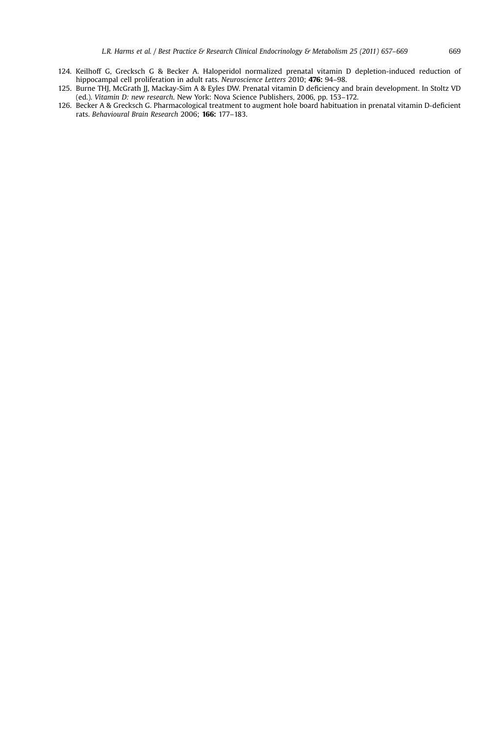124. Keilhoff G, Grecksch G & Becker A. Haloperidol normalized prenatal vitamin D depletion-induced reduction of hippocampal cell proliferation in adult rats. *Neuroscience Letters* 2010; **476:** 94–98.
125. Burne THJ, McGrath JJ, Mackay-Sim A & Eyles DW. Prenatal vitamin D deficiency and brain development. In Stoltz VD (ed.). *Vitamin D: new research*. New York: Nova Science Publishers, 2006, pp. 153–172.
126. Becker A & Grecksch G. Pharmacological treatment to augment hole board habituation in prenatal vitamin D-deficient rats. *Behavioural Brain Research* 2006; **166:** 177–183.